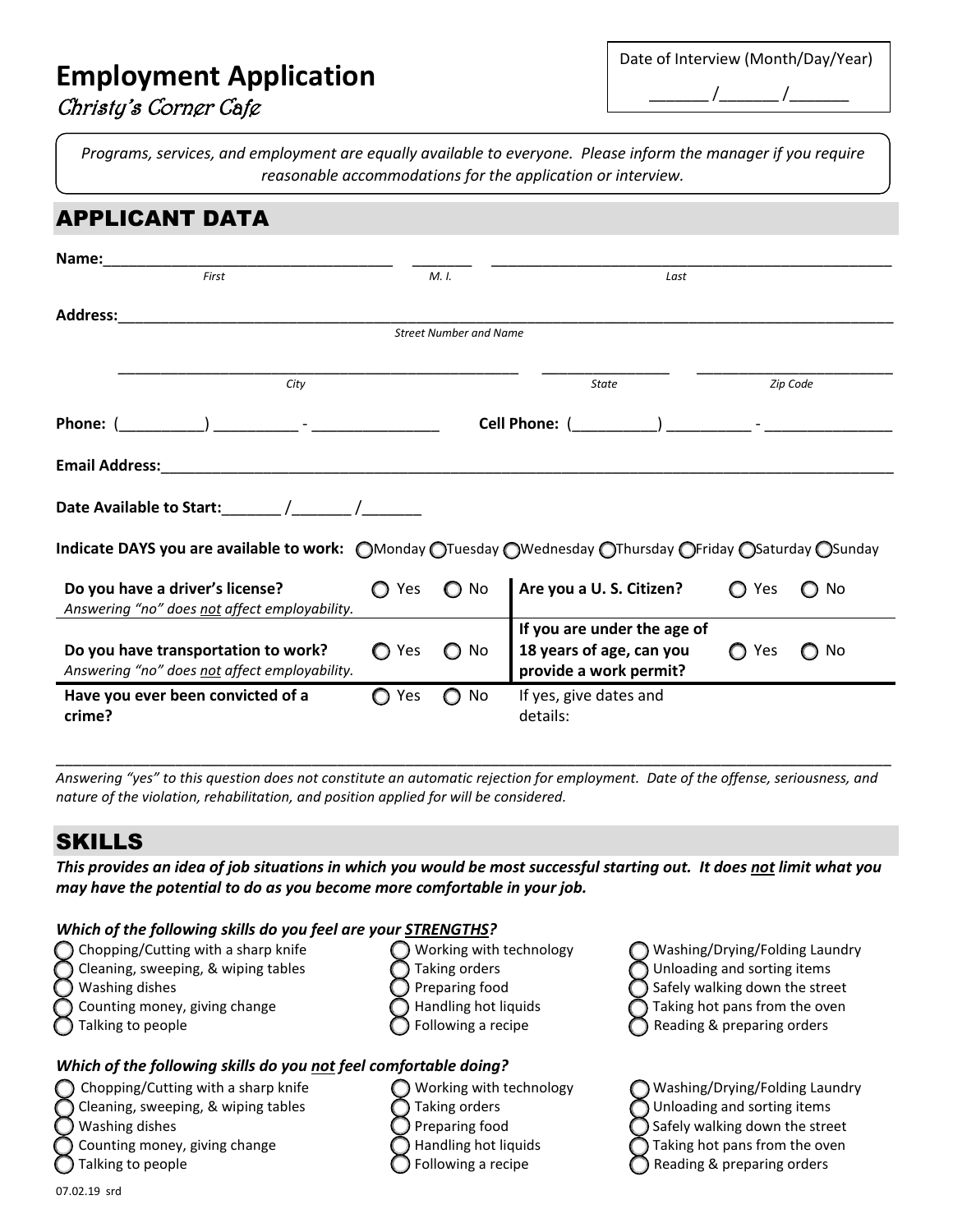# Employment Application

*Christy's Corner Cafe*

Date of Interview (Month/Day/Year)

_______ /_______ /_______

*Programs, services, and employment are equally available to everyone. Please inform the manager if you require reasonable accommodations for the application or interview.*

## APPLICANT DATA

**Name:**___________________________________ _______ ___________________________________________________

*First* *M. I.* *Last*

**Address:**_____________________________________________________________________________________________

*Street Number and Name*

__________________________________________________ ________________ ________________________

*City* *State* *Zip Code*

**Phone:** (__________) __________ - _______________ **Cell Phone:** (__________) __________ - _______________

**Email Address:**_______________________________________________________________________________________

**Date Available to Start:**_______ /_______ /_______

**Indicate DAYS you are available to work:** ◯Monday ◯Tuesday ◯Wednesday ◯Thursday ◯Friday ◯Saturday ◯Sunday

| | | | | | |
|---|---|---|---|---|---|
| **Do you have a driver's license?** *Answering "no" does not affect employability.* | ◯ Yes | ◯ No | **Are you a U. S. Citizen?** | ◯ Yes | ◯ No |
| **Do you have transportation to work?** *Answering "no" does not affect employability.* | ◯ Yes | ◯ No | **If you are under the age of 18 years of age, can you provide a work permit?** | ◯ Yes | ◯ No |
| **Have you ever been convicted of a crime?** | ◯ Yes | ◯ No | If yes, give dates and details: | | |

_____________________________________________________________________________________________________

*Answering "yes" to this question does not constitute an automatic rejection for employment. Date of the offense, seriousness, and nature of the violation, rehabilitation, and position applied for will be considered.*

## SKILLS

***This provides an idea of job situations in which you would be most successful starting out. It does not limit what you may have the potential to do as you become more comfortable in your job.***

***Which of the following skills do you feel are your STRENGTHS?***

◯ Chopping/Cutting with a sharp knife
◯ Cleaning, sweeping, & wiping tables
◯ Washing dishes
◯ Counting money, giving change
◯ Talking to people
◯ Working with technology
◯ Taking orders
◯ Preparing food
◯ Handling hot liquids
◯ Following a recipe
◯ Washing/Drying/Folding Laundry
◯ Unloading and sorting items
◯ Safely walking down the street
◯ Taking hot pans from the oven
◯ Reading & preparing orders

***Which of the following skills do you not feel comfortable doing?***

◯ Chopping/Cutting with a sharp knife
◯ Cleaning, sweeping, & wiping tables
◯ Washing dishes
◯ Counting money, giving change
◯ Talking to people
◯ Working with technology
◯ Taking orders
◯ Preparing food
◯ Handling hot liquids
◯ Following a recipe
◯ Washing/Drying/Folding Laundry
◯ Unloading and sorting items
◯ Safely walking down the street
◯ Taking hot pans from the oven
◯ Reading & preparing orders

07.02.19 srd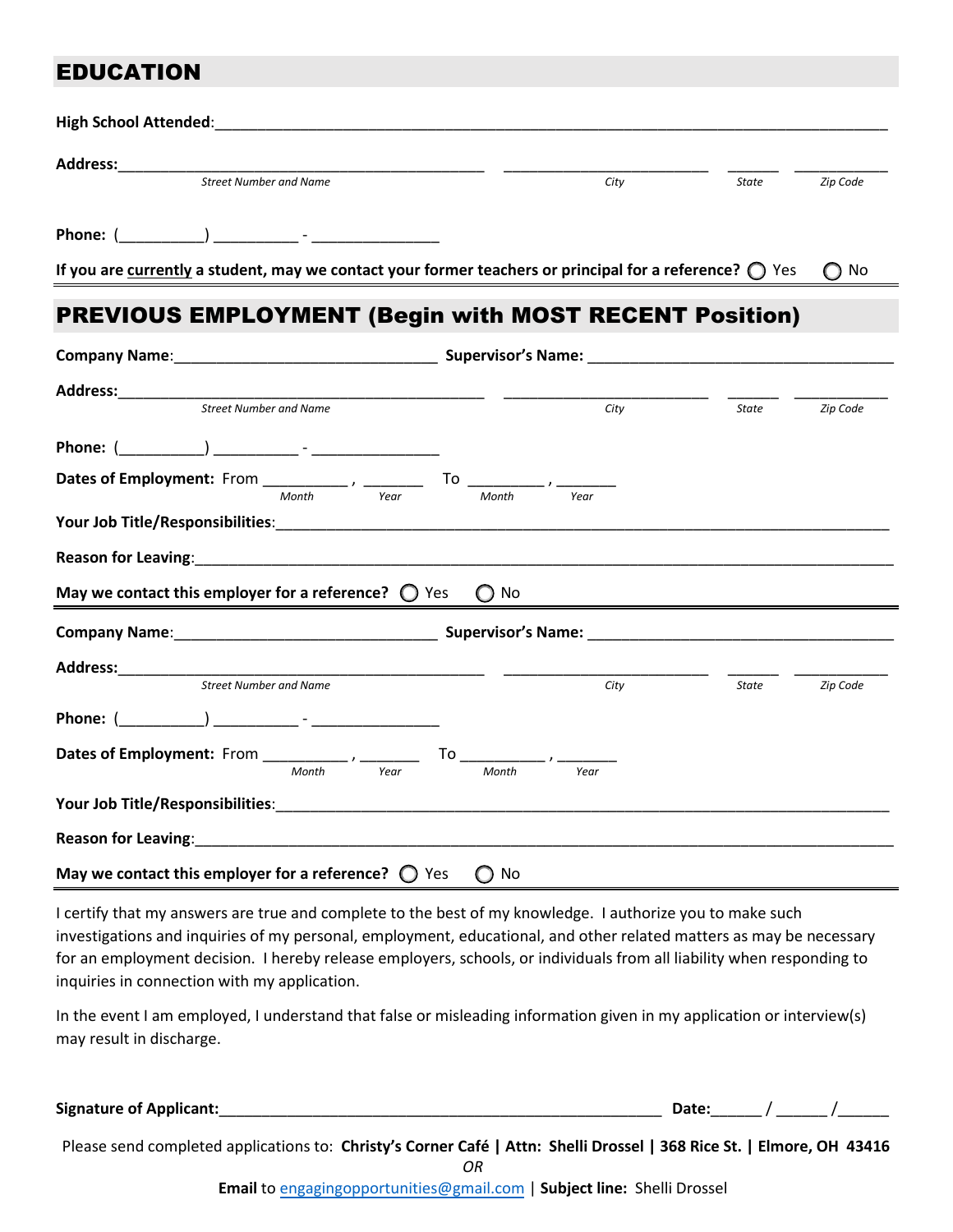## EDUCATION

**High School Attended**:______________________________________________________________________________

**Address:**____________________________________________ ________________________ ______ ___________

*Street Number and Name* *City* *State* *Zip Code*

**Phone:** (__________) __________ - _______________

**If you are currently a student, may we contact your former teachers or principal for a reference?** ◯ Yes ◯ No

## PREVIOUS EMPLOYMENT (Begin with MOST RECENT Position)

**Company Name**:______________________________ **Supervisor's Name:** ____________________________________

**Address:**____________________________________________ ________________________ ______ ___________

*Street Number and Name* *City* *State* *Zip Code*

**Phone:** (__________) __________ - _______________

**Dates of Employment:** From __________ , _______ To _________ , _______

*Month* *Year* *Month* *Year*

**Your Job Title/Responsibilities**:_____________________________________________________________________

**Reason for Leaving**:_________________________________________________________________________________

**May we contact this employer for a reference?** ◯ Yes ◯ No

---

**Company Name**:______________________________ **Supervisor's Name:** ____________________________________

**Address:**____________________________________________ ________________________ ______ ___________

*Street Number and Name* *City* *State* *Zip Code*

**Phone:** (__________) __________ - _______________

**Dates of Employment:** From __________ , _______ To __________ , _______

*Month* *Year* *Month* *Year*

**Your Job Title/Responsibilities**:_____________________________________________________________________

**Reason for Leaving**:_________________________________________________________________________________

**May we contact this employer for a reference?** ◯ Yes ◯ No

---

I certify that my answers are true and complete to the best of my knowledge. I authorize you to make such investigations and inquiries of my personal, employment, educational, and other related matters as may be necessary for an employment decision. I hereby release employers, schools, or individuals from all liability when responding to inquiries in connection with my application.

In the event I am employed, I understand that false or misleading information given in my application or interview(s) may result in discharge.

**Signature of Applicant:**____________________________________________________ **Date:**______ / ______ /______

Please send completed applications to: **Christy's Corner Café | Attn: Shelli Drossel | 368 Rice St. | Elmore, OH 43416**

*OR*

**Email** to engagingopportunities@gmail.com | **Subject line:** Shelli Drossel